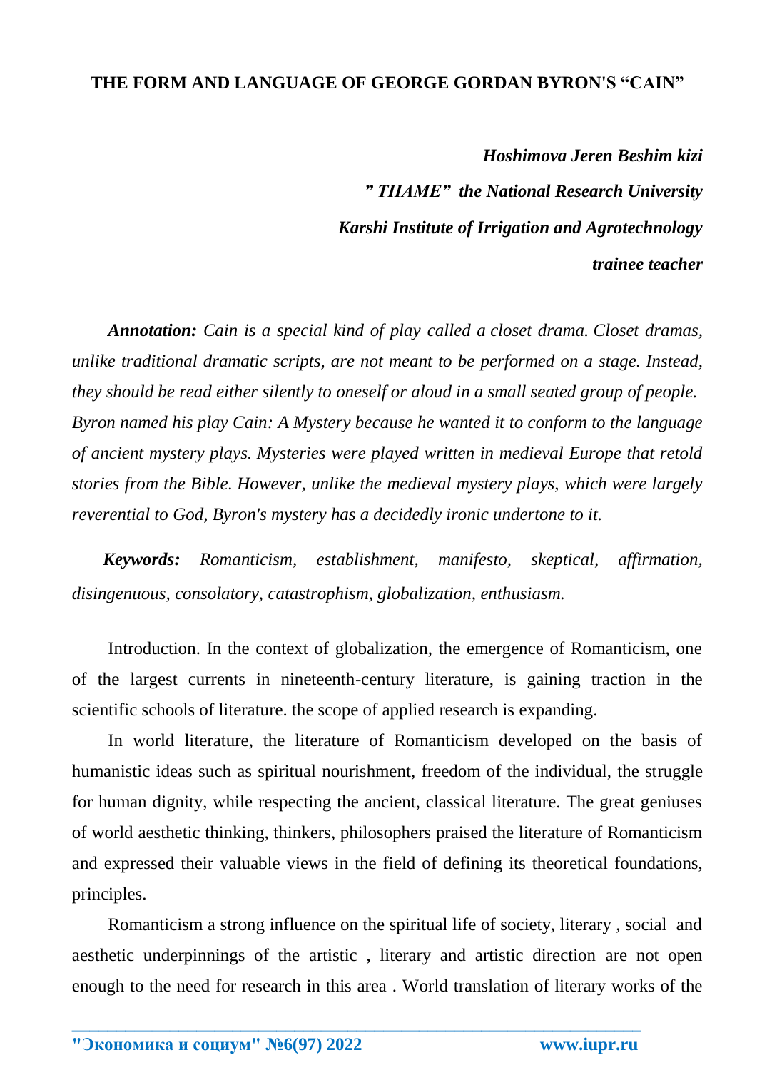# THE FORM AND LANGUAGE OF GEORGE GORDAN BYRON'S "CAIN"

***Hoshimova Jeren Beshim kizi***

***" TIIAME" the National Research University***

***Karshi Institute of Irrigation and Agrotechnology***

***trainee teacher***

***Annotation:*** *Cain is a special kind of play called a closet drama. Closet dramas, unlike traditional dramatic scripts, are not meant to be performed on a stage. Instead, they should be read either silently to oneself or aloud in a small seated group of people. Byron named his play Cain: A Mystery because he wanted it to conform to the language of ancient mystery plays. Mysteries were played written in medieval Europe that retold stories from the Bible. However, unlike the medieval mystery plays, which were largely reverential to God, Byron's mystery has a decidedly ironic undertone to it.*

***Keywords:*** *Romanticism, establishment, manifesto, skeptical, affirmation, disingenuous, consolatory, catastrophism, globalization, enthusiasm.*

Introduction. In the context of globalization, the emergence of Romanticism, one of the largest currents in nineteenth-century literature, is gaining traction in the scientific schools of literature. the scope of applied research is expanding.

In world literature, the literature of Romanticism developed on the basis of humanistic ideas such as spiritual nourishment, freedom of the individual, the struggle for human dignity, while respecting the ancient, classical literature. The great geniuses of world aesthetic thinking, thinkers, philosophers praised the literature of Romanticism and expressed their valuable views in the field of defining its theoretical foundations, principles.

Romanticism a strong influence on the spiritual life of society, literary , social and aesthetic underpinnings of the artistic , literary and artistic direction are not open enough to the need for research in this area . World translation of literary works of the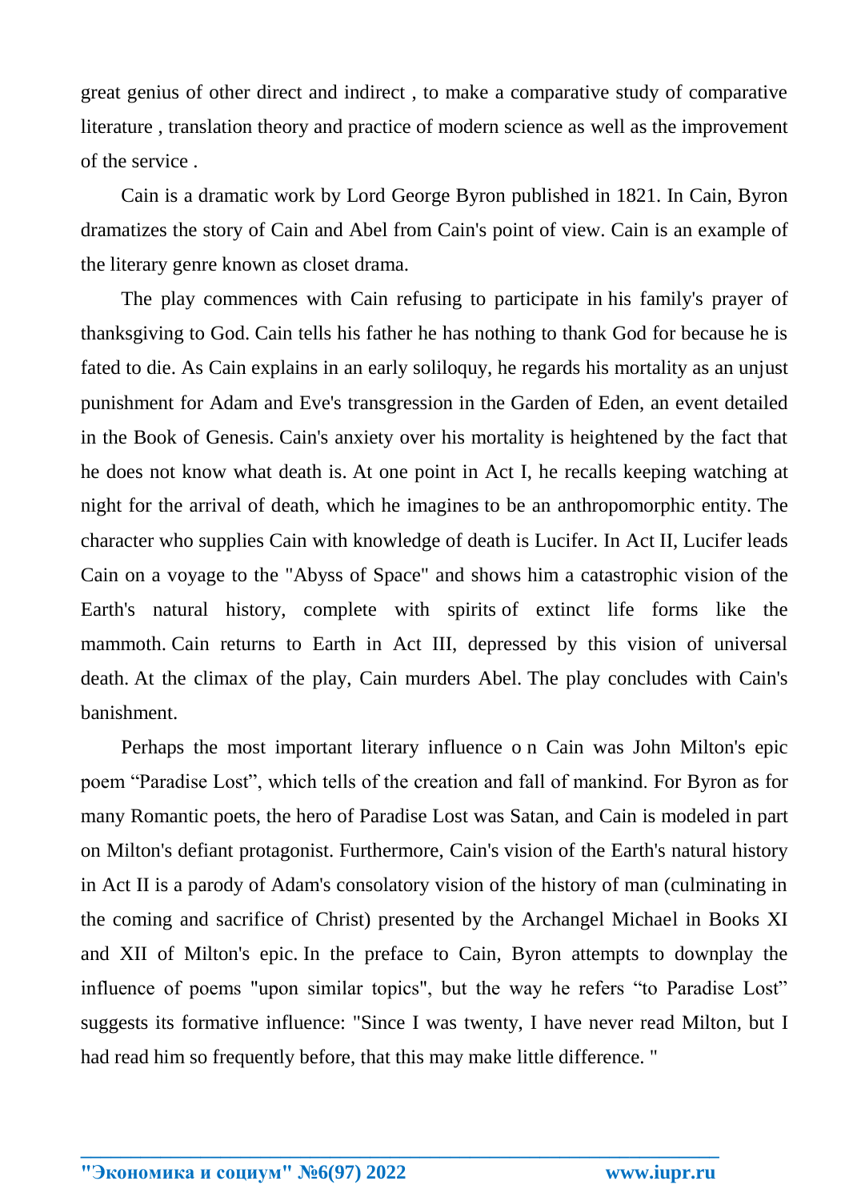great genius of other direct and indirect , to make a comparative study of comparative literature , translation theory and practice of modern science as well as the improvement of the service .

Cain is a dramatic work by Lord George Byron published in 1821. In Cain, Byron dramatizes the story of Cain and Abel from Cain's point of view. Cain is an example of the literary genre known as closet drama.

The play commences with Cain refusing to participate in his family's prayer of thanksgiving to God. Cain tells his father he has nothing to thank God for because he is fated to die. As Cain explains in an early soliloquy, he regards his mortality as an unjust punishment for Adam and Eve's transgression in the Garden of Eden, an event detailed in the Book of Genesis. Cain's anxiety over his mortality is heightened by the fact that he does not know what death is. At one point in Act I, he recalls keeping watching at night for the arrival of death, which he imagines to be an anthropomorphic entity. The character who supplies Cain with knowledge of death is Lucifer. In Act II, Lucifer leads Cain on a voyage to the "Abyss of Space" and shows him a catastrophic vision of the Earth's natural history, complete with spirits of extinct life forms like the mammoth. Cain returns to Earth in Act III, depressed by this vision of universal death. At the climax of the play, Cain murders Abel. The play concludes with Cain's banishment.

Perhaps the most important literary influence o n Cain was John Milton's epic poem “Paradise Lost”, which tells of the creation and fall of mankind. For Byron as for many Romantic poets, the hero of Paradise Lost was Satan, and Cain is modeled in part on Milton's defiant protagonist. Furthermore, Cain's vision of the Earth's natural history in Act II is a parody of Adam's consolatory vision of the history of man (culminating in the coming and sacrifice of Christ) presented by the Archangel Michael in Books XI and XII of Milton's epic. In the preface to Cain, Byron attempts to downplay the influence of poems "upon similar topics", but the way he refers “to Paradise Lost” suggests its formative influence: "Since I was twenty, I have never read Milton, but I had read him so frequently before, that this may make little difference. "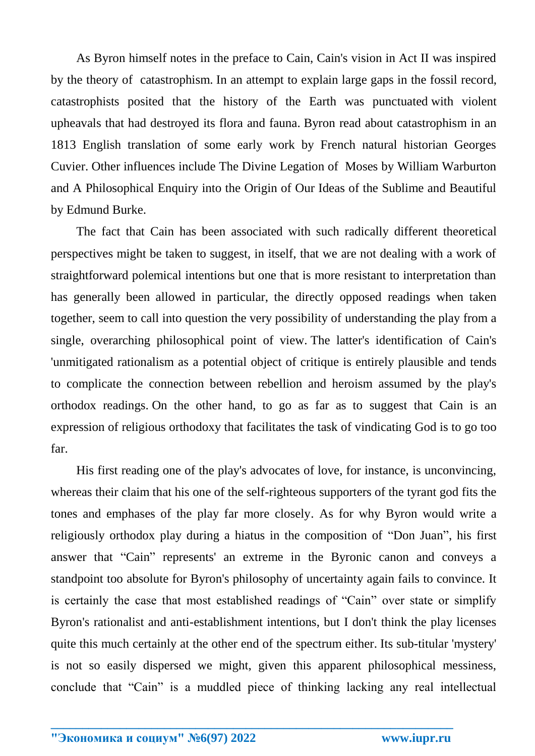As Byron himself notes in the preface to Cain, Cain's vision in Act II was inspired by the theory of catastrophism. In an attempt to explain large gaps in the fossil record, catastrophists posited that the history of the Earth was punctuated with violent upheavals that had destroyed its flora and fauna. Byron read about catastrophism in an 1813 English translation of some early work by French natural historian Georges Cuvier. Other influences include The Divine Legation of Moses by William Warburton and A Philosophical Enquiry into the Origin of Our Ideas of the Sublime and Beautiful by Edmund Burke.

The fact that Cain has been associated with such radically different theoretical perspectives might be taken to suggest, in itself, that we are not dealing with a work of straightforward polemical intentions but one that is more resistant to interpretation than has generally been allowed in particular, the directly opposed readings when taken together, seem to call into question the very possibility of understanding the play from a single, overarching philosophical point of view. The latter's identification of Cain's 'unmitigated rationalism as a potential object of critique is entirely plausible and tends to complicate the connection between rebellion and heroism assumed by the play's orthodox readings. On the other hand, to go as far as to suggest that Cain is an expression of religious orthodoxy that facilitates the task of vindicating God is to go too far.

His first reading one of the play's advocates of love, for instance, is unconvincing, whereas their claim that his one of the self-righteous supporters of the tyrant god fits the tones and emphases of the play far more closely. As for why Byron would write a religiously orthodox play during a hiatus in the composition of "Don Juan", his first answer that "Cain" represents' an extreme in the Byronic canon and conveys a standpoint too absolute for Byron's philosophy of uncertainty again fails to convince. It is certainly the case that most established readings of "Cain" over state or simplify Byron's rationalist and anti-establishment intentions, but I don't think the play licenses quite this much certainly at the other end of the spectrum either. Its sub-titular 'mystery' is not so easily dispersed we might, given this apparent philosophical messiness, conclude that "Cain" is a muddled piece of thinking lacking any real intellectual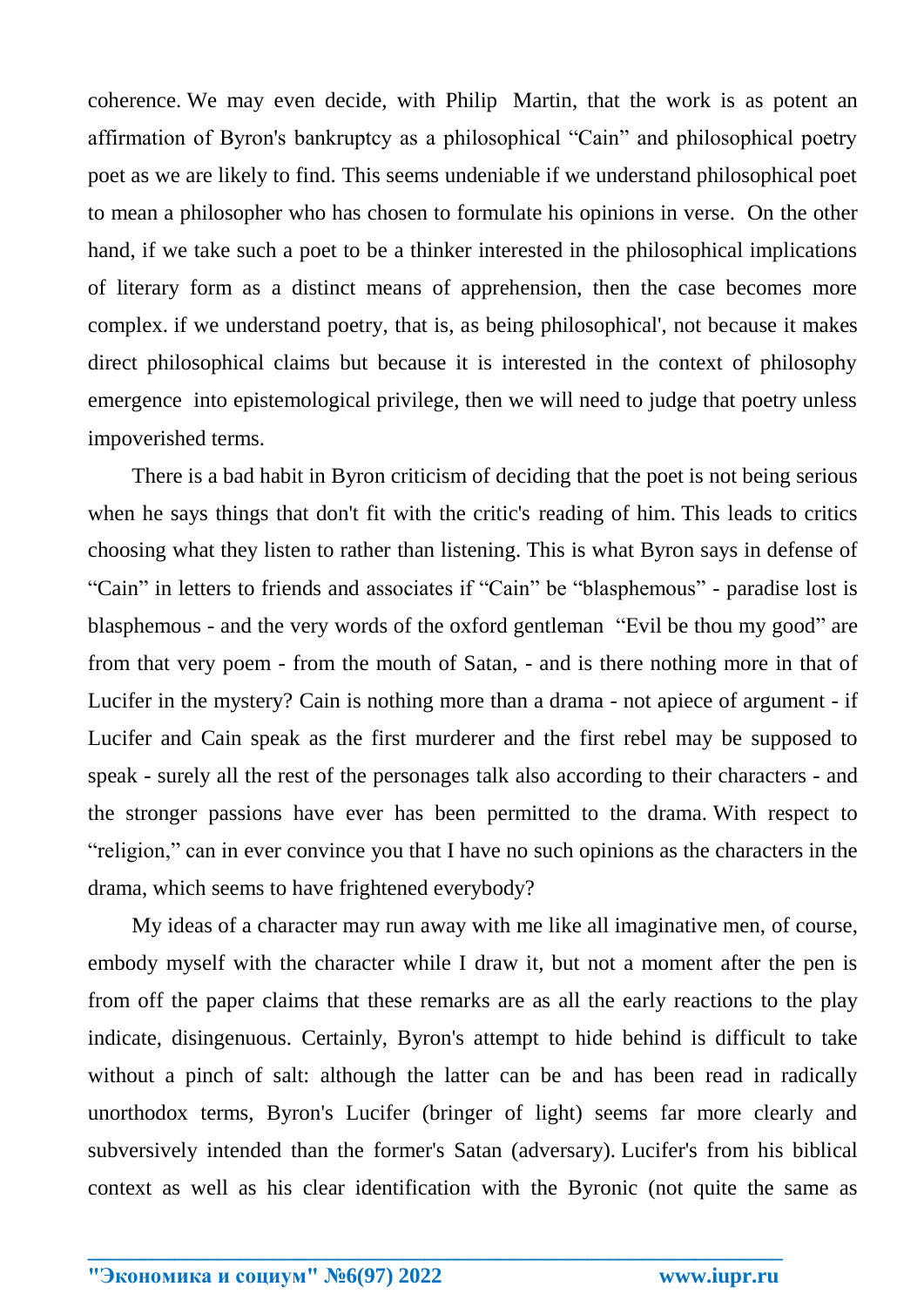coherence. We may even decide, with Philip Martin, that the work is as potent an affirmation of Byron's bankruptcy as a philosophical "Cain" and philosophical poetry poet as we are likely to find. This seems undeniable if we understand philosophical poet to mean a philosopher who has chosen to formulate his opinions in verse. On the other hand, if we take such a poet to be a thinker interested in the philosophical implications of literary form as a distinct means of apprehension, then the case becomes more complex. if we understand poetry, that is, as being philosophical', not because it makes direct philosophical claims but because it is interested in the context of philosophy emergence into epistemological privilege, then we will need to judge that poetry unless impoverished terms.

There is a bad habit in Byron criticism of deciding that the poet is not being serious when he says things that don't fit with the critic's reading of him. This leads to critics choosing what they listen to rather than listening. This is what Byron says in defense of "Cain" in letters to friends and associates if "Cain" be "blasphemous" - paradise lost is blasphemous - and the very words of the oxford gentleman "Evil be thou my good" are from that very poem - from the mouth of Satan, - and is there nothing more in that of Lucifer in the mystery? Cain is nothing more than a drama - not apiece of argument - if Lucifer and Cain speak as the first murderer and the first rebel may be supposed to speak - surely all the rest of the personages talk also according to their characters - and the stronger passions have ever has been permitted to the drama. With respect to "religion," can in ever convince you that I have no such opinions as the characters in the drama, which seems to have frightened everybody?

My ideas of a character may run away with me like all imaginative men, of course, embody myself with the character while I draw it, but not a moment after the pen is from off the paper claims that these remarks are as all the early reactions to the play indicate, disingenuous. Certainly, Byron's attempt to hide behind is difficult to take without a pinch of salt: although the latter can be and has been read in radically unorthodox terms, Byron's Lucifer (bringer of light) seems far more clearly and subversively intended than the former's Satan (adversary). Lucifer's from his biblical context as well as his clear identification with the Byronic (not quite the same as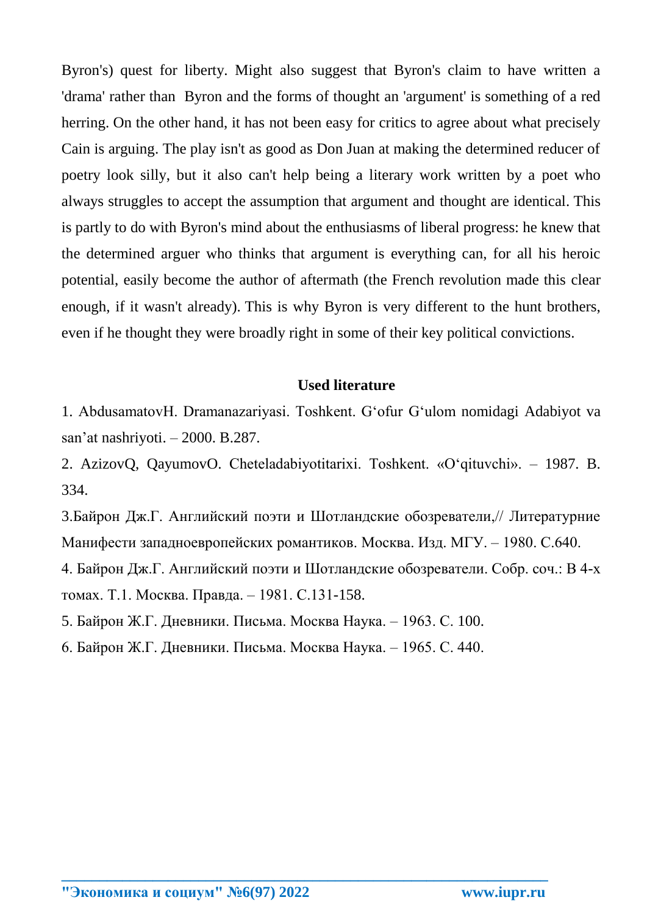Byron's) quest for liberty. Might also suggest that Byron's claim to have written a 'drama' rather than  Byron and the forms of thought an 'argument' is something of a red herring. On the other hand, it has not been easy for critics to agree about what precisely Cain is arguing. The play isn't as good as Don Juan at making the determined reducer of poetry look silly, but it also can't help being a literary work written by a poet who always struggles to accept the assumption that argument and thought are identical. This is partly to do with Byron's mind about the enthusiasms of liberal progress: he knew that the determined arguer who thinks that argument is everything can, for all his heroic potential, easily become the author of aftermath (the French revolution made this clear enough, if it wasn't already). This is why Byron is very different to the hunt brothers, even if he thought they were broadly right in some of their key political convictions.

## Used literature

1. AbdusamatovH. Dramanazariyasi. Toshkent. G'ofur G'ulom nomidagi Adabiyot va san'at nashriyoti. – 2000. B.287.

2. AzizovQ, QayumovO. Cheteladabiyotitarixi. Toshkent. «O'qituvchi». – 1987. B. 334.

3.Байрон Дж.Г. Английский поэти и Шотландские обозреватели,// Литературние Манифести западноевропейских романтиков. Москва. Изд. МГУ. – 1980. С.640.

4. Байрон Дж.Г. Английский поэти и Шотландские обозреватели. Собр. соч.: В 4-х томах. Т.1. Москва. Правда. – 1981. С.131-158.

5. Байрон Ж.Г. Дневники. Письма. Москва Наука. – 1963. С. 100.

6. Байрон Ж.Г. Дневники. Письма. Москва Наука. – 1965. С. 440.